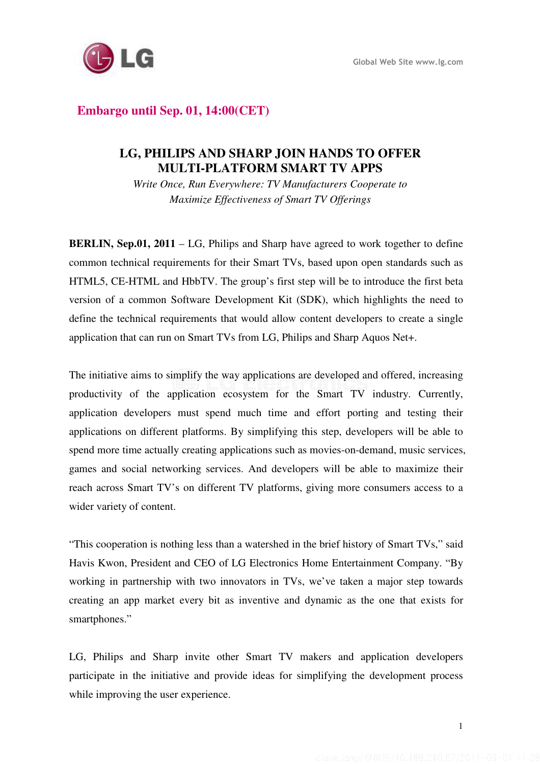**Embargo until Sep. 01, 14:00(CET)**

# LG, PHILIPS AND SHARP JOIN HANDS TO OFFER MULTI-PLATFORM SMART TV APPS

*Write Once, Run Everywhere: TV Manufacturers Cooperate to Maximize Effectiveness of Smart TV Offerings*

**BERLIN, Sep.01, 2011** – LG, Philips and Sharp have agreed to work together to define common technical requirements for their Smart TVs, based upon open standards such as HTML5, CE-HTML and HbbTV. The group's first step will be to introduce the first beta version of a common Software Development Kit (SDK), which highlights the need to define the technical requirements that would allow content developers to create a single application that can run on Smart TVs from LG, Philips and Sharp Aquos Net+.

The initiative aims to simplify the way applications are developed and offered, increasing productivity of the application ecosystem for the Smart TV industry. Currently, application developers must spend much time and effort porting and testing their applications on different platforms. By simplifying this step, developers will be able to spend more time actually creating applications such as movies-on-demand, music services, games and social networking services. And developers will be able to maximize their reach across Smart TV's on different TV platforms, giving more consumers access to a wider variety of content.

"This cooperation is nothing less than a watershed in the brief history of Smart TVs," said Havis Kwon, President and CEO of LG Electronics Home Entertainment Company. "By working in partnership with two innovators in TVs, we've taken a major step towards creating an app market every bit as inventive and dynamic as the one that exists for smartphones."

LG, Philips and Sharp invite other Smart TV makers and application developers participate in the initiative and provide ideas for simplifying the development process while improving the user experience.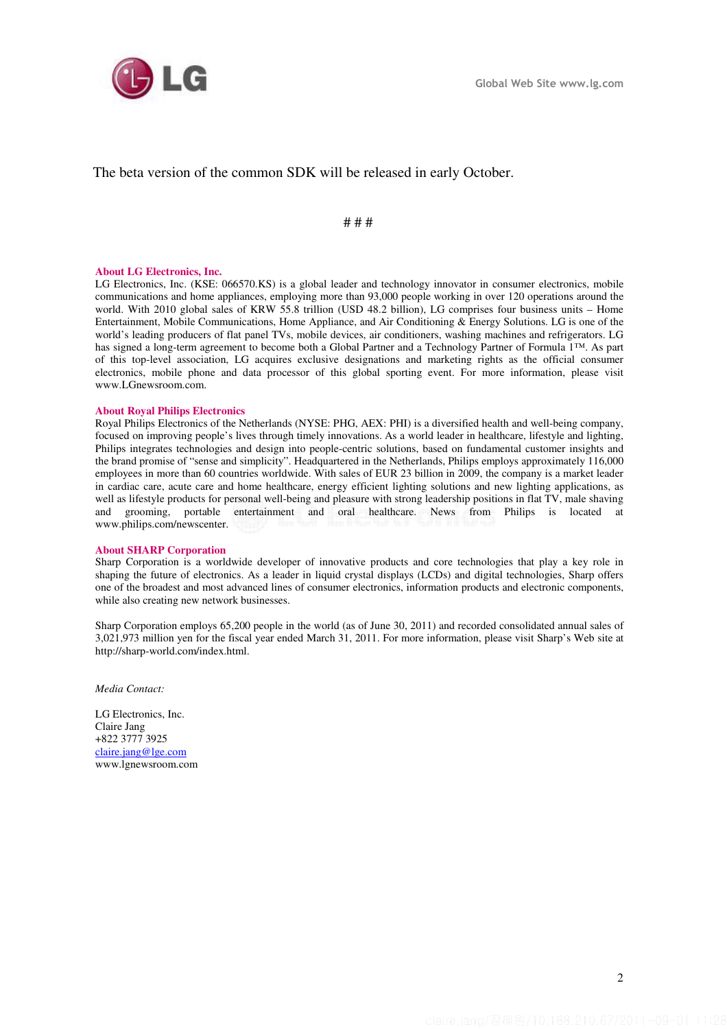The beta version of the common SDK will be released in early October.

# # #

**About LG Electronics, Inc.**

LG Electronics, Inc. (KSE: 066570.KS) is a global leader and technology innovator in consumer electronics, mobile communications and home appliances, employing more than 93,000 people working in over 120 operations around the world. With 2010 global sales of KRW 55.8 trillion (USD 48.2 billion), LG comprises four business units – Home Entertainment, Mobile Communications, Home Appliance, and Air Conditioning & Energy Solutions. LG is one of the world's leading producers of flat panel TVs, mobile devices, air conditioners, washing machines and refrigerators. LG has signed a long-term agreement to become both a Global Partner and a Technology Partner of Formula 1™. As part of this top-level association, LG acquires exclusive designations and marketing rights as the official consumer electronics, mobile phone and data processor of this global sporting event. For more information, please visit www.LGnewsroom.com.

**About Royal Philips Electronics**

Royal Philips Electronics of the Netherlands (NYSE: PHG, AEX: PHI) is a diversified health and well-being company, focused on improving people's lives through timely innovations. As a world leader in healthcare, lifestyle and lighting, Philips integrates technologies and design into people-centric solutions, based on fundamental customer insights and the brand promise of "sense and simplicity". Headquartered in the Netherlands, Philips employs approximately 116,000 employees in more than 60 countries worldwide. With sales of EUR 23 billion in 2009, the company is a market leader in cardiac care, acute care and home healthcare, energy efficient lighting solutions and new lighting applications, as well as lifestyle products for personal well-being and pleasure with strong leadership positions in flat TV, male shaving and grooming, portable entertainment and oral healthcare. News from Philips is located at www.philips.com/newscenter.

**About SHARP Corporation**

Sharp Corporation is a worldwide developer of innovative products and core technologies that play a key role in shaping the future of electronics. As a leader in liquid crystal displays (LCDs) and digital technologies, Sharp offers one of the broadest and most advanced lines of consumer electronics, information products and electronic components, while also creating new network businesses.

Sharp Corporation employs 65,200 people in the world (as of June 30, 2011) and recorded consolidated annual sales of 3,021,973 million yen for the fiscal year ended March 31, 2011. For more information, please visit Sharp's Web site at http://sharp-world.com/index.html.

*Media Contact:*

LG Electronics, Inc.
Claire Jang
+822 3777 3925
claire.jang@lge.com
www.lgnewsroom.com